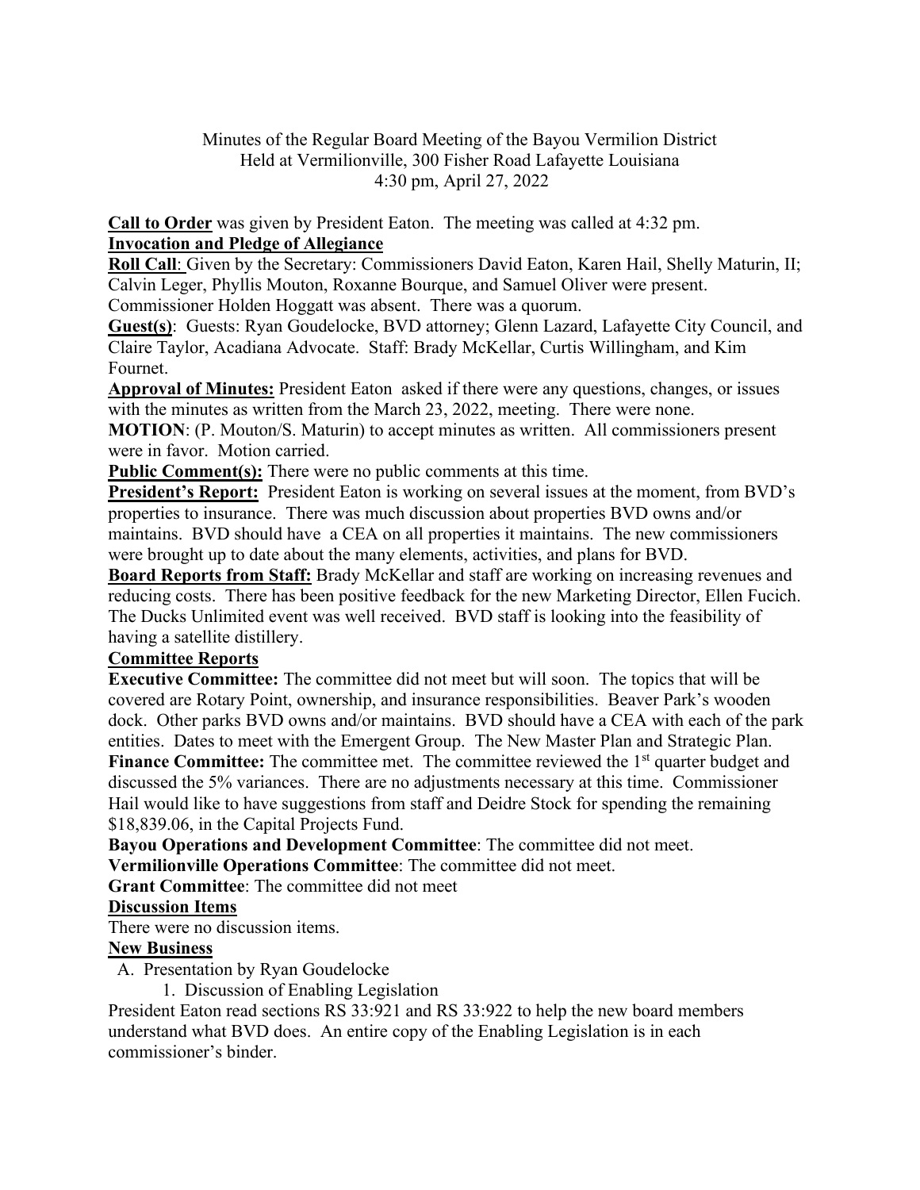Minutes of the Regular Board Meeting of the Bayou Vermilion District
Held at Vermilionville, 300 Fisher Road Lafayette Louisiana
4:30 pm, April 27, 2022

**Call to Order** was given by President Eaton. The meeting was called at 4:32 pm.

**Invocation and Pledge of Allegiance**

**Roll Call**: Given by the Secretary: Commissioners David Eaton, Karen Hail, Shelly Maturin, II; Calvin Leger, Phyllis Mouton, Roxanne Bourque, and Samuel Oliver were present. Commissioner Holden Hoggatt was absent. There was a quorum.

**Guest(s)**: Guests: Ryan Goudelocke, BVD attorney; Glenn Lazard, Lafayette City Council, and Claire Taylor, Acadiana Advocate. Staff: Brady McKellar, Curtis Willingham, and Kim Fournet.

**Approval of Minutes:** President Eaton asked if there were any questions, changes, or issues with the minutes as written from the March 23, 2022, meeting. There were none.

**MOTION**: (P. Mouton/S. Maturin) to accept minutes as written. All commissioners present were in favor. Motion carried.

**Public Comment(s):** There were no public comments at this time.

**President's Report:** President Eaton is working on several issues at the moment, from BVD's properties to insurance. There was much discussion about properties BVD owns and/or maintains. BVD should have a CEA on all properties it maintains. The new commissioners were brought up to date about the many elements, activities, and plans for BVD.

**Board Reports from Staff:** Brady McKellar and staff are working on increasing revenues and reducing costs. There has been positive feedback for the new Marketing Director, Ellen Fucich. The Ducks Unlimited event was well received. BVD staff is looking into the feasibility of having a satellite distillery.

**Committee Reports**

**Executive Committee:** The committee did not meet but will soon. The topics that will be covered are Rotary Point, ownership, and insurance responsibilities. Beaver Park's wooden dock. Other parks BVD owns and/or maintains. BVD should have a CEA with each of the park entities. Dates to meet with the Emergent Group. The New Master Plan and Strategic Plan.

**Finance Committee:** The committee met. The committee reviewed the 1st quarter budget and discussed the 5% variances. There are no adjustments necessary at this time. Commissioner Hail would like to have suggestions from staff and Deidre Stock for spending the remaining $18,839.06, in the Capital Projects Fund.

**Bayou Operations and Development Committee**: The committee did not meet.

**Vermilionville Operations Committee**: The committee did not meet.

**Grant Committee**: The committee did not meet

**Discussion Items**

There were no discussion items.

**New Business**

A. Presentation by Ryan Goudelocke
   1. Discussion of Enabling Legislation

President Eaton read sections RS 33:921 and RS 33:922 to help the new board members understand what BVD does. An entire copy of the Enabling Legislation is in each commissioner's binder.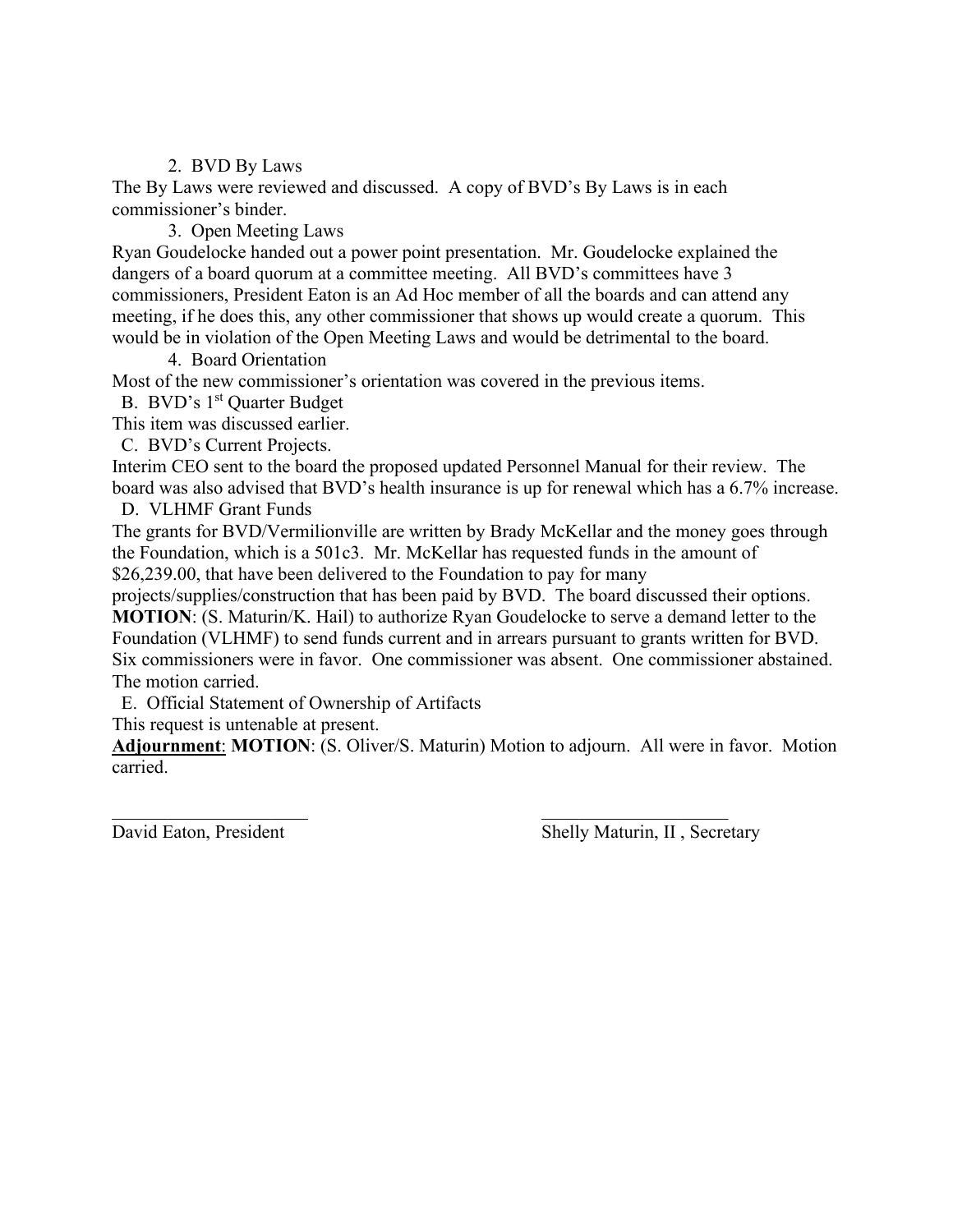2. BVD By Laws

The By Laws were reviewed and discussed. A copy of BVD's By Laws is in each commissioner's binder.

3. Open Meeting Laws

Ryan Goudelocke handed out a power point presentation. Mr. Goudelocke explained the dangers of a board quorum at a committee meeting. All BVD's committees have 3 commissioners, President Eaton is an Ad Hoc member of all the boards and can attend any meeting, if he does this, any other commissioner that shows up would create a quorum. This would be in violation of the Open Meeting Laws and would be detrimental to the board.

4. Board Orientation

Most of the new commissioner's orientation was covered in the previous items.

B. BVD's 1st Quarter Budget

This item was discussed earlier.

C. BVD's Current Projects.

Interim CEO sent to the board the proposed updated Personnel Manual for their review. The board was also advised that BVD's health insurance is up for renewal which has a 6.7% increase.

D. VLHMF Grant Funds

The grants for BVD/Vermilionville are written by Brady McKellar and the money goes through the Foundation, which is a 501c3. Mr. McKellar has requested funds in the amount of $26,239.00, that have been delivered to the Foundation to pay for many projects/supplies/construction that has been paid by BVD. The board discussed their options.
**MOTION**: (S. Maturin/K. Hail) to authorize Ryan Goudelocke to serve a demand letter to the Foundation (VLHMF) to send funds current and in arrears pursuant to grants written for BVD. Six commissioners were in favor. One commissioner was absent. One commissioner abstained. The motion carried.

E. Official Statement of Ownership of Artifacts

This request is untenable at present.

**<u>Adjournment</u>**: **MOTION**: (S. Oliver/S. Maturin) Motion to adjourn. All were in favor. Motion carried.

\_\_\_\_\_\_\_\_\_\_\_\_\_\_\_\_\_\_\_\_\_\_ \_\_\_\_\_\_\_\_\_\_\_\_\_\_\_\_\_\_\_\_\_\_

David Eaton, President Shelly Maturin, II , Secretary